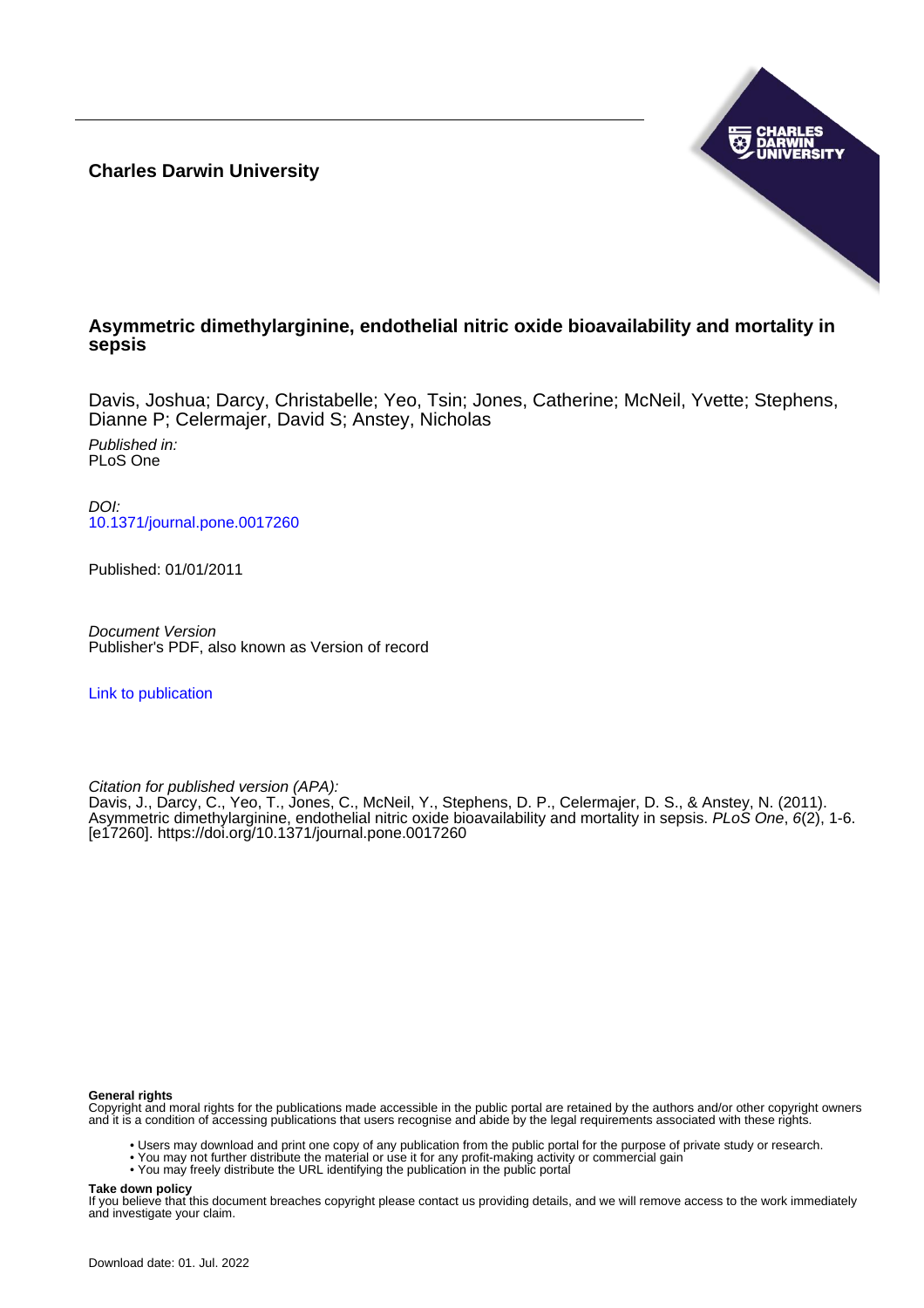**Charles Darwin University**

# Asymmetric dimethylarginine, endothelial nitric oxide bioavailability and mortality in sepsis

Davis, Joshua; Darcy, Christabelle; Yeo, Tsin; Jones, Catherine; McNeil, Yvette; Stephens, Dianne P; Celermajer, David S; Anstey, Nicholas

*Published in:*
PLoS One

*DOI:*
10.1371/journal.pone.0017260

Published: 01/01/2011

*Document Version*
Publisher's PDF, also known as Version of record

Link to publication

*Citation for published version (APA):*
Davis, J., Darcy, C., Yeo, T., Jones, C., McNeil, Y., Stephens, D. P., Celermajer, D. S., & Anstey, N. (2011). Asymmetric dimethylarginine, endothelial nitric oxide bioavailability and mortality in sepsis. *PLoS One*, *6*(2), 1-6. [e17260]. https://doi.org/10.1371/journal.pone.0017260

**General rights**
Copyright and moral rights for the publications made accessible in the public portal are retained by the authors and/or other copyright owners and it is a condition of accessing publications that users recognise and abide by the legal requirements associated with these rights.

- Users may download and print one copy of any publication from the public portal for the purpose of private study or research.
- You may not further distribute the material or use it for any profit-making activity or commercial gain
- You may freely distribute the URL identifying the publication in the public portal

**Take down policy**
If you believe that this document breaches copyright please contact us providing details, and we will remove access to the work immediately and investigate your claim.

Download date: 01. Jul. 2022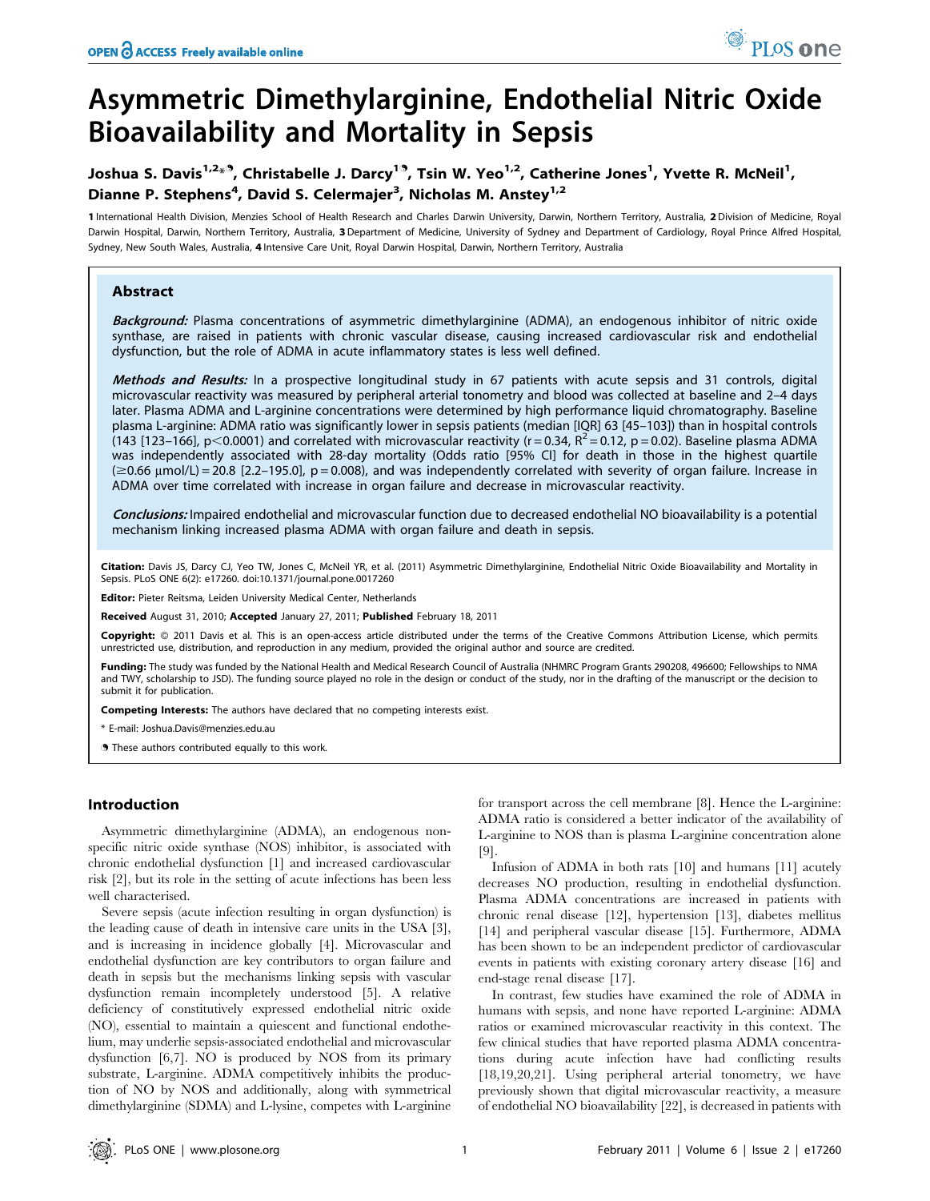# Asymmetric Dimethylarginine, Endothelial Nitric Oxide Bioavailability and Mortality in Sepsis

**Joshua S. Davis[1,2]*[¶], Christabelle J. Darcy[1¶], Tsin W. Yeo[1,2], Catherine Jones[1], Yvette R. McNeil[1], Dianne P. Stephens[4], David S. Celermajer[3], Nicholas M. Anstey[1,2]**

1 International Health Division, Menzies School of Health Research and Charles Darwin University, Darwin, Northern Territory, Australia, 2 Division of Medicine, Royal Darwin Hospital, Darwin, Northern Territory, Australia, 3 Department of Medicine, University of Sydney and Department of Cardiology, Royal Prince Alfred Hospital, Sydney, New South Wales, Australia, 4 Intensive Care Unit, Royal Darwin Hospital, Darwin, Northern Territory, Australia

## Abstract

***Background:*** Plasma concentrations of asymmetric dimethylarginine (ADMA), an endogenous inhibitor of nitric oxide synthase, are raised in patients with chronic vascular disease, causing increased cardiovascular risk and endothelial dysfunction, but the role of ADMA in acute inflammatory states is less well defined.

***Methods and Results:*** In a prospective longitudinal study in 67 patients with acute sepsis and 31 controls, digital microvascular reactivity was measured by peripheral arterial tonometry and blood was collected at baseline and 2–4 days later. Plasma ADMA and L-arginine concentrations were determined by high performance liquid chromatography. Baseline plasma L-arginine: ADMA ratio was significantly lower in sepsis patients (median [IQR] 63 [45–103]) than in hospital controls (143 [123–166], $p<0.0001$) and correlated with microvascular reactivity ($r=0.34$, $R^2=0.12$, $p=0.02$). Baseline plasma ADMA was independently associated with 28-day mortality (Odds ratio [95% CI] for death in those in the highest quartile ($\geq$0.66 μmol/L) = 20.8 [2.2–195.0], $p=0.008$), and was independently correlated with severity of organ failure. Increase in ADMA over time correlated with increase in organ failure and decrease in microvascular reactivity.

***Conclusions:*** Impaired endothelial and microvascular function due to decreased endothelial NO bioavailability is a potential mechanism linking increased plasma ADMA with organ failure and death in sepsis.

**Citation:** Davis JS, Darcy CJ, Yeo TW, Jones C, McNeil YR, et al. (2011) Asymmetric Dimethylarginine, Endothelial Nitric Oxide Bioavailability and Mortality in Sepsis. PLoS ONE 6(2): e17260. doi:10.1371/journal.pone.0017260

**Editor:** Pieter Reitsma, Leiden University Medical Center, Netherlands

**Received** August 31, 2010; **Accepted** January 27, 2011; **Published** February 18, 2011

**Copyright:** © 2011 Davis et al. This is an open-access article distributed under the terms of the Creative Commons Attribution License, which permits unrestricted use, distribution, and reproduction in any medium, provided the original author and source are credited.

**Funding:** The study was funded by the National Health and Medical Research Council of Australia (NHMRC Program Grants 290208, 496600; Fellowships to NMA and TWY, scholarship to JSD). The funding source played no role in the design or conduct of the study, nor in the drafting of the manuscript or the decision to submit it for publication.

**Competing Interests:** The authors have declared that no competing interests exist.

\* E-mail: Joshua.Davis@menzies.edu.au

¶ These authors contributed equally to this work.

## Introduction

Asymmetric dimethylarginine (ADMA), an endogenous non-specific nitric oxide synthase (NOS) inhibitor, is associated with chronic endothelial dysfunction [1] and increased cardiovascular risk [2], but its role in the setting of acute infections has been less well characterised.

Severe sepsis (acute infection resulting in organ dysfunction) is the leading cause of death in intensive care units in the USA [3], and is increasing in incidence globally [4]. Microvascular and endothelial dysfunction are key contributors to organ failure and death in sepsis but the mechanisms linking sepsis with vascular dysfunction remain incompletely understood [5]. A relative deficiency of constitutively expressed endothelial nitric oxide (NO), essential to maintain a quiescent and functional endothelium, may underlie sepsis-associated endothelial and microvascular dysfunction [6,7]. NO is produced by NOS from its primary substrate, L-arginine. ADMA competitively inhibits the production of NO by NOS and additionally, along with symmetrical dimethylarginine (SDMA) and L-lysine, competes with L-arginine for transport across the cell membrane [8]. Hence the L-arginine: ADMA ratio is considered a better indicator of the availability of L-arginine to NOS than is plasma L-arginine concentration alone [9].

Infusion of ADMA in both rats [10] and humans [11] acutely decreases NO production, resulting in endothelial dysfunction. Plasma ADMA concentrations are increased in patients with chronic renal disease [12], hypertension [13], diabetes mellitus [14] and peripheral vascular disease [15]. Furthermore, ADMA has been shown to be an independent predictor of cardiovascular events in patients with existing coronary artery disease [16] and end-stage renal disease [17].

In contrast, few studies have examined the role of ADMA in humans with sepsis, and none have reported L-arginine: ADMA ratios or examined microvascular reactivity in this context. The few clinical studies that have reported plasma ADMA concentrations during acute infection have had conflicting results [18,19,20,21]. Using peripheral arterial tonometry, we have previously shown that digital microvascular reactivity, a measure of endothelial NO bioavailability [22], is decreased in patients with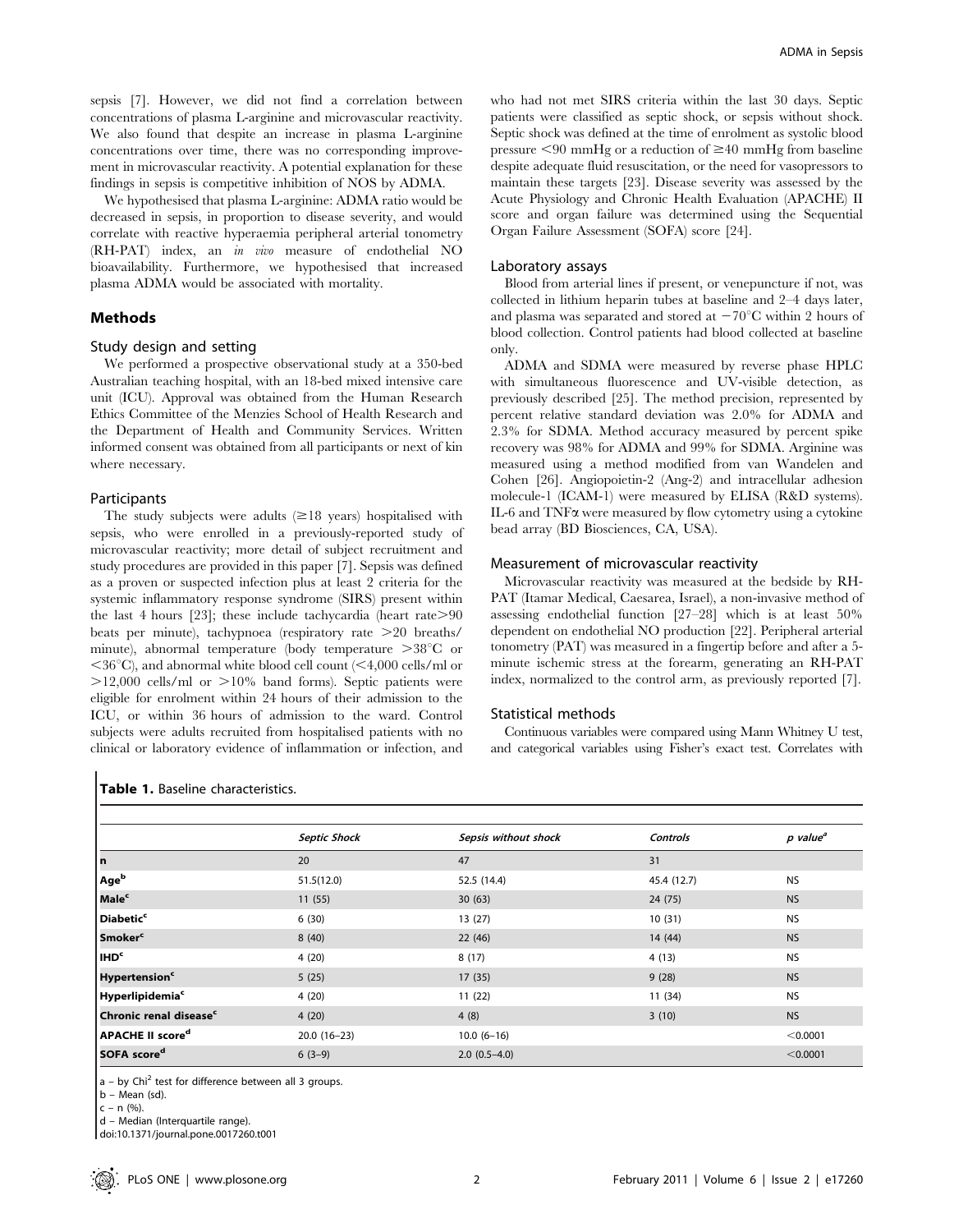sepsis [7]. However, we did not find a correlation between concentrations of plasma L-arginine and microvascular reactivity. We also found that despite an increase in plasma L-arginine concentrations over time, there was no corresponding improvement in microvascular reactivity. A potential explanation for these findings in sepsis is competitive inhibition of NOS by ADMA.

We hypothesised that plasma L-arginine: ADMA ratio would be decreased in sepsis, in proportion to disease severity, and would correlate with reactive hyperaemia peripheral arterial tonometry (RH-PAT) index, an *in vivo* measure of endothelial NO bioavailability. Furthermore, we hypothesised that increased plasma ADMA would be associated with mortality.

## Methods

### Study design and setting

We performed a prospective observational study at a 350-bed Australian teaching hospital, with an 18-bed mixed intensive care unit (ICU). Approval was obtained from the Human Research Ethics Committee of the Menzies School of Health Research and the Department of Health and Community Services. Written informed consent was obtained from all participants or next of kin where necessary.

### Participants

The study subjects were adults (≥18 years) hospitalised with sepsis, who were enrolled in a previously-reported study of microvascular reactivity; more detail of subject recruitment and study procedures are provided in this paper [7]. Sepsis was defined as a proven or suspected infection plus at least 2 criteria for the systemic inflammatory response syndrome (SIRS) present within the last 4 hours [23]; these include tachycardia (heart rate>90 beats per minute), tachypnoea (respiratory rate >20 breaths/minute), abnormal temperature (body temperature >38°C or <36°C), and abnormal white blood cell count (<4,000 cells/ml or >12,000 cells/ml or >10% band forms). Septic patients were eligible for enrolment within 24 hours of their admission to the ICU, or within 36 hours of admission to the ward. Control subjects were adults recruited from hospitalised patients with no clinical or laboratory evidence of inflammation or infection, and who had not met SIRS criteria within the last 30 days. Septic patients were classified as septic shock, or sepsis without shock. Septic shock was defined at the time of enrolment as systolic blood pressure <90 mmHg or a reduction of ≥40 mmHg from baseline despite adequate fluid resuscitation, or the need for vasopressors to maintain these targets [23]. Disease severity was assessed by the Acute Physiology and Chronic Health Evaluation (APACHE) II score and organ failure was determined using the Sequential Organ Failure Assessment (SOFA) score [24].

### Laboratory assays

Blood from arterial lines if present, or venepuncture if not, was collected in lithium heparin tubes at baseline and 2–4 days later, and plasma was separated and stored at −70°C within 2 hours of blood collection. Control patients had blood collected at baseline only.

ADMA and SDMA were measured by reverse phase HPLC with simultaneous fluorescence and UV-visible detection, as previously described [25]. The method precision, represented by percent relative standard deviation was 2.0% for ADMA and 2.3% for SDMA. Method accuracy measured by percent spike recovery was 98% for ADMA and 99% for SDMA. Arginine was measured using a method modified from van Wandelen and Cohen [26]. Angiopoietin-2 (Ang-2) and intracellular adhesion molecule-1 (ICAM-1) were measured by ELISA (R&D systems). IL-6 and TNFα were measured by flow cytometry using a cytokine bead array (BD Biosciences, CA, USA).

### Measurement of microvascular reactivity

Microvascular reactivity was measured at the bedside by RH-PAT (Itamar Medical, Caesarea, Israel), a non-invasive method of assessing endothelial function [27–28] which is at least 50% dependent on endothelial NO production [22]. Peripheral arterial tonometry (PAT) was measured in a fingertip before and after a 5-minute ischemic stress at the forearm, generating an RH-PAT index, normalized to the control arm, as previously reported [7].

### Statistical methods

Continuous variables were compared using Mann Whitney U test, and categorical variables using Fisher's exact test. Correlates with

**Table 1.** Baseline characteristics.

| | *Septic Shock* | *Sepsis without shock* | *Controls* | *p value*[a] |
|---|---|---|---|---|
| **n** | 20 | 47 | 31 | |
| **Age**[b] | 51.5(12.0) | 52.5 (14.4) | 45.4 (12.7) | NS |
| **Male**[c] | 11 (55) | 30 (63) | 24 (75) | NS |
| **Diabetic**[c] | 6 (30) | 13 (27) | 10 (31) | NS |
| **Smoker**[c] | 8 (40) | 22 (46) | 14 (44) | NS |
| **IHD**[c] | 4 (20) | 8 (17) | 4 (13) | NS |
| **Hypertension**[c] | 5 (25) | 17 (35) | 9 (28) | NS |
| **Hyperlipidemia**[c] | 4 (20) | 11 (22) | 11 (34) | NS |
| **Chronic renal disease**[c] | 4 (20) | 4 (8) | 3 (10) | NS |
| **APACHE II score**[d] | 20.0 (16–23) | 10.0 (6–16) | | <0.0001 |
| **SOFA score**[d] | 6 (3–9) | 2.0 (0.5–4.0) | | <0.0001 |

a – by $Chi^2$ test for difference between all 3 groups.
b – Mean (sd).
c – n (%).
d – Median (Interquartile range).
doi:10.1371/journal.pone.0017260.t001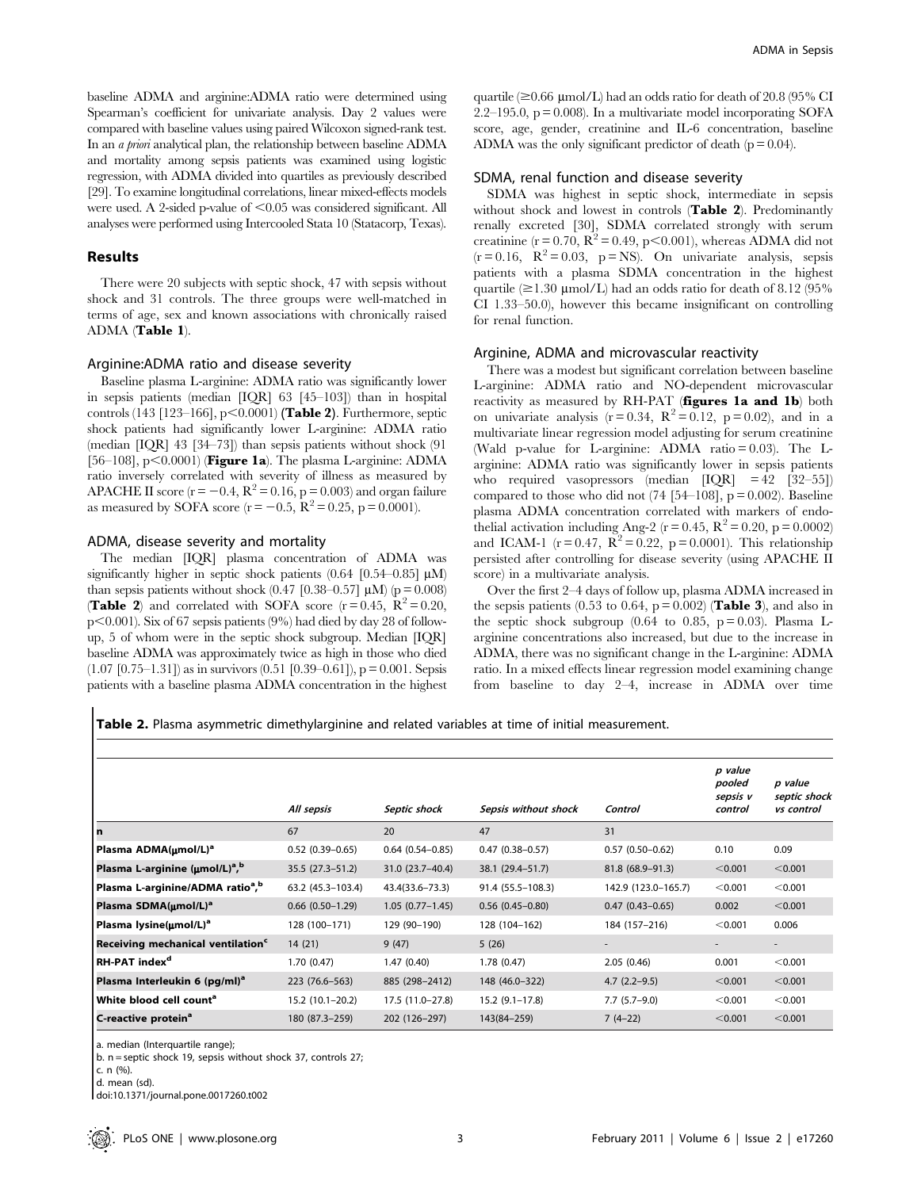baseline ADMA and arginine:ADMA ratio were determined using Spearman's coefficient for univariate analysis. Day 2 values were compared with baseline values using paired Wilcoxon signed-rank test. In an *a priori* analytical plan, the relationship between baseline ADMA and mortality among sepsis patients was examined using logistic regression, with ADMA divided into quartiles as previously described [29]. To examine longitudinal correlations, linear mixed-effects models were used. A 2-sided p-value of $<0.05$ was considered significant. All analyses were performed using Intercooled Stata 10 (Statacorp, Texas).

## Results

There were 20 subjects with septic shock, 47 with sepsis without shock and 31 controls. The three groups were well-matched in terms of age, sex and known associations with chronically raised ADMA (**Table 1**).

### Arginine:ADMA ratio and disease severity

Baseline plasma L-arginine: ADMA ratio was significantly lower in sepsis patients (median [IQR] 63 [45–103]) than in hospital controls (143 [123–166], $p<0.0001$) (**Table 2**). Furthermore, septic shock patients had significantly lower L-arginine: ADMA ratio (median [IQR] 43 [34–73]) than sepsis patients without shock (91 [56–108], $p<0.0001$) (**Figure 1a**). The plasma L-arginine: ADMA ratio inversely correlated with severity of illness as measured by APACHE II score ($r=-0.4$, $R^2=0.16$, $p=0.003$) and organ failure as measured by SOFA score ($r=-0.5$, $R^2=0.25$, $p=0.0001$).

### ADMA, disease severity and mortality

The median [IQR] plasma concentration of ADMA was significantly higher in septic shock patients (0.64 [0.54–0.85] μM) than sepsis patients without shock (0.47 [0.38–0.57] μM) ($p=0.008$) (**Table 2**) and correlated with SOFA score ($r=0.45$, $R^2=0.20$, $p<0.001$). Six of 67 sepsis patients (9%) had died by day 28 of follow-up, 5 of whom were in the septic shock subgroup. Median [IQR] baseline ADMA was approximately twice as high in those who died (1.07 [0.75–1.31]) as in survivors (0.51 [0.39–0.61]), $p=0.001$. Sepsis patients with a baseline plasma ADMA concentration in the highest quartile (≥0.66 μmol/L) had an odds ratio for death of 20.8 (95% CI 2.2–195.0, $p=0.008$). In a multivariate model incorporating SOFA score, age, gender, creatinine and IL-6 concentration, baseline ADMA was the only significant predictor of death ($p=0.04$).

### SDMA, renal function and disease severity

SDMA was highest in septic shock, intermediate in sepsis without shock and lowest in controls (**Table 2**). Predominantly renally excreted [30], SDMA correlated strongly with serum creatinine ($r=0.70$, $R^2=0.49$, $p<0.001$), whereas ADMA did not ($r=0.16$, $R^2=0.03$, p = NS). On univariate analysis, sepsis patients with a plasma SDMA concentration in the highest quartile (≥1.30 μmol/L) had an odds ratio for death of 8.12 (95% CI 1.33–50.0), however this became insignificant on controlling for renal function.

### Arginine, ADMA and microvascular reactivity

There was a modest but significant correlation between baseline L-arginine: ADMA ratio and NO-dependent microvascular reactivity as measured by RH-PAT (**figures 1a and 1b**) both on univariate analysis ($r=0.34$, $R^2=0.12$, $p=0.02$), and in a multivariate linear regression model adjusting for serum creatinine (Wald p-value for L-arginine: ADMA ratio = 0.03). The L-arginine: ADMA ratio was significantly lower in sepsis patients who required vasopressors (median [IQR] = 42 [32–55]) compared to those who did not (74 [54–108], $p=0.002$). Baseline plasma ADMA concentration correlated with markers of endothelial activation including Ang-2 ($r=0.45$, $R^2=0.20$, $p=0.0002$) and ICAM-1 ($r=0.47$, $R^2=0.22$, $p=0.0001$). This relationship persisted after controlling for disease severity (using APACHE II score) in a multivariate analysis.

Over the first 2–4 days of follow up, plasma ADMA increased in the sepsis patients (0.53 to 0.64, $p=0.002$) (**Table 3**), and also in the septic shock subgroup (0.64 to 0.85, $p=0.03$). Plasma L-arginine concentrations also increased, but due to the increase in ADMA, there was no significant change in the L-arginine: ADMA ratio. In a mixed effects linear regression model examining change from baseline to day 2–4, increase in ADMA over time

**Table 2.** Plasma asymmetric dimethylarginine and related variables at time of initial measurement.

| | *All sepsis* | *Septic shock* | *Sepsis without shock* | *Control* | *p value pooled sepsis v control* | *p value septic shock vs control* |
|---|---|---|---|---|---|---|
| **n** | 67 | 20 | 47 | 31 | | |
| **Plasma ADMA(μmol/L)[a]** | 0.52 (0.39–0.65) | 0.64 (0.54–0.85) | 0.47 (0.38–0.57) | 0.57 (0.50–0.62) | 0.10 | 0.09 |
| **Plasma L-arginine (μmol/L)[a],[b]** | 35.5 (27.3–51.2) | 31.0 (23.7–40.4) | 38.1 (29.4–51.7) | 81.8 (68.9–91.3) | <0.001 | <0.001 |
| **Plasma L-arginine/ADMA ratio[a],[b]** | 63.2 (45.3–103.4) | 43.4(33.6–73.3) | 91.4 (55.5–108.3) | 142.9 (123.0–165.7) | <0.001 | <0.001 |
| **Plasma SDMA(μmol/L)[a]** | 0.66 (0.50–1.29) | 1.05 (0.77–1.45) | 0.56 (0.45–0.80) | 0.47 (0.43–0.65) | 0.002 | <0.001 |
| **Plasma lysine(μmol/L)[a]** | 128 (100–171) | 129 (90–190) | 128 (104–162) | 184 (157–216) | <0.001 | 0.006 |
| **Receiving mechanical ventilation[c]** | 14 (21) | 9 (47) | 5 (26) | - | - | - |
| **RH-PAT index[d]** | 1.70 (0.47) | 1.47 (0.40) | 1.78 (0.47) | 2.05 (0.46) | 0.001 | <0.001 |
| **Plasma Interleukin 6 (pg/ml)[a]** | 223 (76.6–563) | 885 (298–2412) | 148 (46.0–322) | 4.7 (2.2–9.5) | <0.001 | <0.001 |
| **White blood cell count[a]** | 15.2 (10.1–20.2) | 17.5 (11.0–27.8) | 15.2 (9.1–17.8) | 7.7 (5.7–9.0) | <0.001 | <0.001 |
| **C-reactive protein[a]** | 180 (87.3–259) | 202 (126–297) | 143(84–259) | 7 (4–22) | <0.001 | <0.001 |

a. median (Interquartile range);
b. n = septic shock 19, sepsis without shock 37, controls 27;
c. n (%).
d. mean (sd).
doi:10.1371/journal.pone.0017260.t002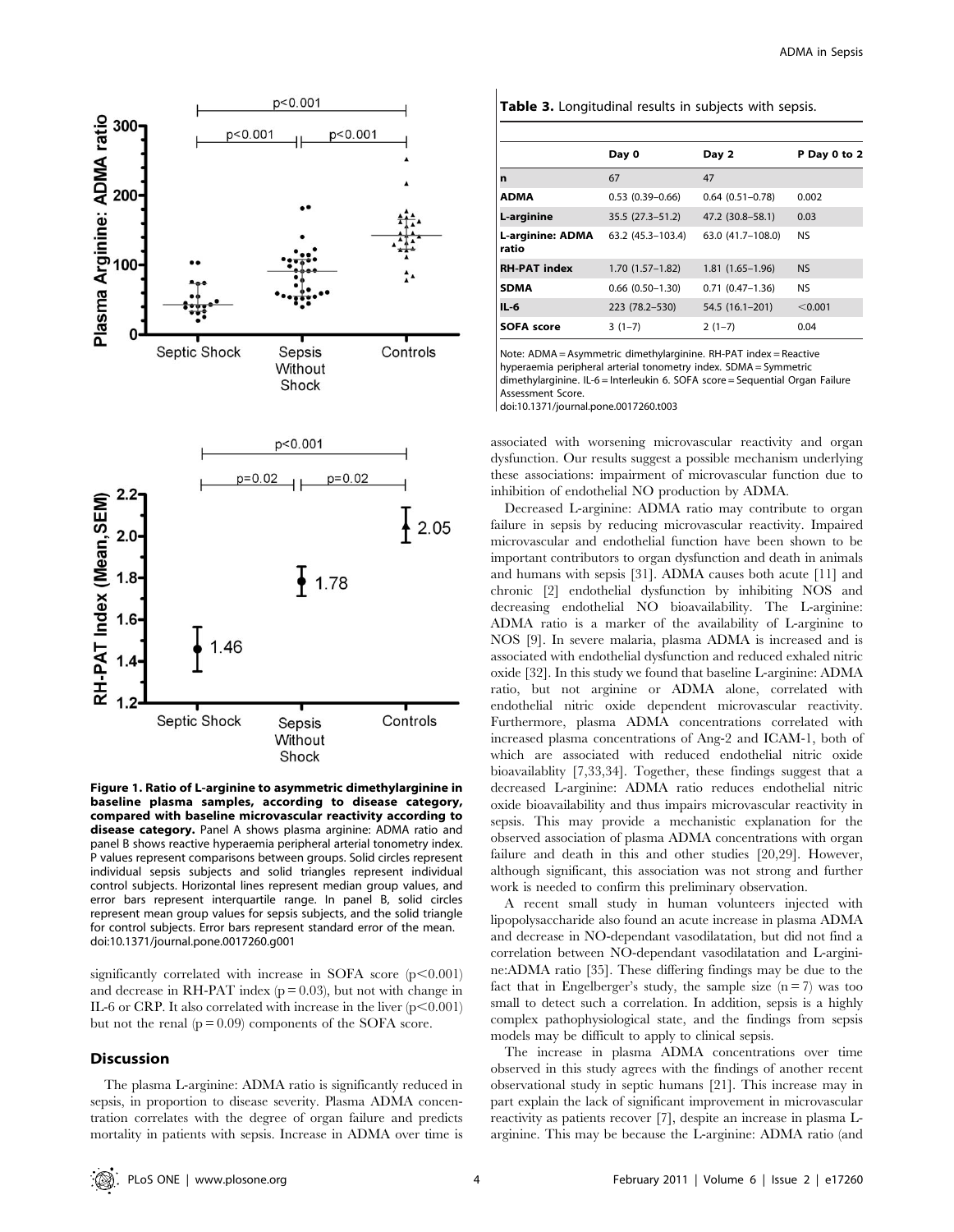Figure 1. Ratio of L-arginine to asymmetric dimethylarginine in baseline plasma samples, according to disease category, compared with baseline microvascular reactivity according to disease category. Panel A shows plasma arginine: ADMA ratio and panel B shows reactive hyperaemia peripheral arterial tonometry index. P values represent comparisons between groups. Solid circles represent individual sepsis subjects and solid triangles represent individual control subjects. Horizontal lines represent median group values, and error bars represent interquartile range. In panel B, solid circles represent mean group values for sepsis subjects, and the solid triangle for control subjects. Error bars represent standard error of the mean.
doi:10.1371/journal.pone.0017260.g001

significantly correlated with increase in SOFA score ($p<0.001$) and decrease in RH-PAT index ($p = 0.03$), but not with change in IL-6 or CRP. It also correlated with increase in the liver ($p<0.001$) but not the renal ($p = 0.09$) components of the SOFA score.

## Discussion

The plasma L-arginine: ADMA ratio is significantly reduced in sepsis, in proportion to disease severity. Plasma ADMA concentration correlates with the degree of organ failure and predicts mortality in patients with sepsis. Increase in ADMA over time is associated with worsening microvascular reactivity and organ dysfunction. Our results suggest a possible mechanism underlying these associations: impairment of microvascular function due to inhibition of endothelial NO production by ADMA.

Decreased L-arginine: ADMA ratio may contribute to organ failure in sepsis by reducing microvascular reactivity. Impaired microvascular and endothelial function have been shown to be important contributors to organ dysfunction and death in animals and humans with sepsis [31]. ADMA causes both acute [11] and chronic [2] endothelial dysfunction by inhibiting NOS and decreasing endothelial NO bioavailability. The L-arginine: ADMA ratio is a marker of the availability of L-arginine to NOS [9]. In severe malaria, plasma ADMA is increased and is associated with endothelial dysfunction and reduced exhaled nitric oxide [32]. In this study we found that baseline L-arginine: ADMA ratio, but not arginine or ADMA alone, correlated with endothelial nitric oxide dependent microvascular reactivity. Furthermore, plasma ADMA concentrations correlated with increased plasma concentrations of Ang-2 and ICAM-1, both of which are associated with reduced endothelial nitric oxide bioavailablity [7,33,34]. Together, these findings suggest that a decreased L-arginine: ADMA ratio reduces endothelial nitric oxide bioavailability and thus impairs microvascular reactivity in sepsis. This may provide a mechanistic explanation for the observed association of plasma ADMA concentrations with organ failure and death in this and other studies [20,29]. However, although significant, this association was not strong and further work is needed to confirm this preliminary observation.

A recent small study in human volunteers injected with lipopolysaccharide also found an acute increase in plasma ADMA and decrease in NO-dependant vasodilatation, but did not find a correlation between NO-dependant vasodilatation and L-arginine:ADMA ratio [35]. These differing findings may be due to the fact that in Engelberger's study, the sample size ($n = 7$) was too small to detect such a correlation. In addition, sepsis is a highly complex pathophysiological state, and the findings from sepsis models may be difficult to apply to clinical sepsis.

The increase in plasma ADMA concentrations over time observed in this study agrees with the findings of another recent observational study in septic humans [21]. This increase may in part explain the lack of significant improvement in microvascular reactivity as patients recover [7], despite an increase in plasma L-arginine. This may be because the L-arginine: ADMA ratio (and

**Table 3.** Longitudinal results in subjects with sepsis.

| | Day 0 | Day 2 | P Day 0 to 2 |
|---|---|---|---|
| n | 67 | 47 | |
| ADMA | 0.53 (0.39–0.66) | 0.64 (0.51–0.78) | 0.002 |
| L-arginine | 35.5 (27.3–51.2) | 47.2 (30.8–58.1) | 0.03 |
| L-arginine: ADMA ratio | 63.2 (45.3–103.4) | 63.0 (41.7–108.0) | NS |
| RH-PAT index | 1.70 (1.57–1.82) | 1.81 (1.65–1.96) | NS |
| SDMA | 0.66 (0.50–1.30) | 0.71 (0.47–1.36) | NS |
| IL-6 | 223 (78.2–530) | 54.5 (16.1–201) | <0.001 |
| SOFA score | 3 (1–7) | 2 (1–7) | 0.04 |

Note: ADMA = Asymmetric dimethylarginine. RH-PAT index = Reactive hyperaemia peripheral arterial tonometry index. SDMA = Symmetric dimethylarginine. IL-6 = Interleukin 6. SOFA score = Sequential Organ Failure Assessment Score.
doi:10.1371/journal.pone.0017260.t003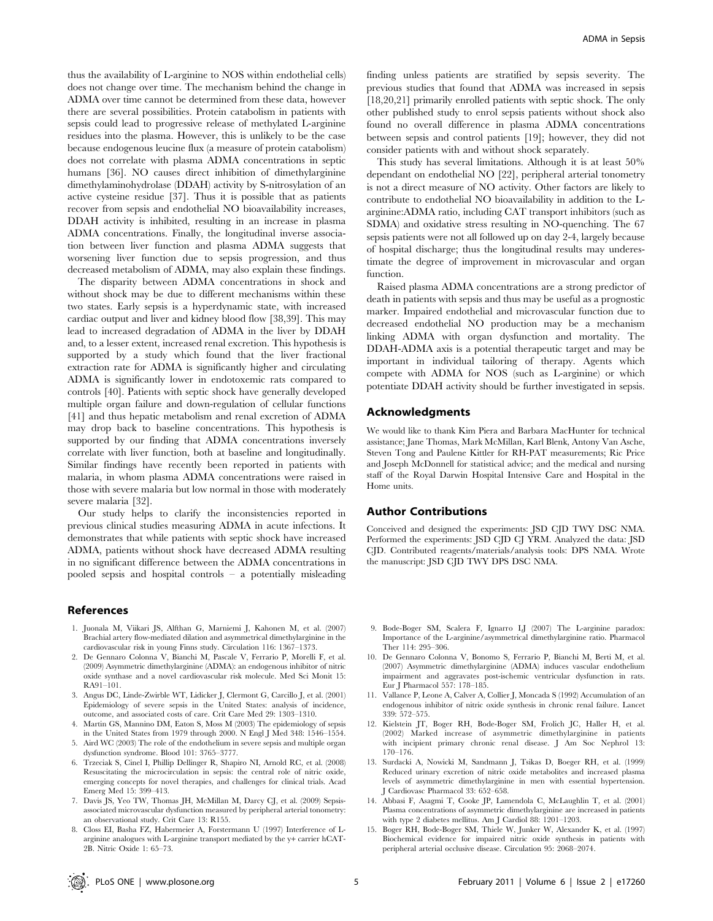thus the availability of L-arginine to NOS within endothelial cells) does not change over time. The mechanism behind the change in ADMA over time cannot be determined from these data, however there are several possibilities. Protein catabolism in patients with sepsis could lead to progressive release of methylated L-arginine residues into the plasma. However, this is unlikely to be the case because endogenous leucine flux (a measure of protein catabolism) does not correlate with plasma ADMA concentrations in septic humans [36]. NO causes direct inhibition of dimethylarginine dimethylaminohydrolase (DDAH) activity by S-nitrosylation of an active cysteine residue [37]. Thus it is possible that as patients recover from sepsis and endothelial NO bioavailability increases, DDAH activity is inhibited, resulting in an increase in plasma ADMA concentrations. Finally, the longitudinal inverse association between liver function and plasma ADMA suggests that worsening liver function due to sepsis progression, and thus decreased metabolism of ADMA, may also explain these findings.

The disparity between ADMA concentrations in shock and without shock may be due to different mechanisms within these two states. Early sepsis is a hyperdynamic state, with increased cardiac output and liver and kidney blood flow [38,39]. This may lead to increased degradation of ADMA in the liver by DDAH and, to a lesser extent, increased renal excretion. This hypothesis is supported by a study which found that the liver fractional extraction rate for ADMA is significantly higher and circulating ADMA is significantly lower in endotoxemic rats compared to controls [40]. Patients with septic shock have generally developed multiple organ failure and down-regulation of cellular functions [41] and thus hepatic metabolism and renal excretion of ADMA may drop back to baseline concentrations. This hypothesis is supported by our finding that ADMA concentrations inversely correlate with liver function, both at baseline and longitudinally. Similar findings have recently been reported in patients with malaria, in whom plasma ADMA concentrations were raised in those with severe malaria but low normal in those with moderately severe malaria [32].

Our study helps to clarify the inconsistencies reported in previous clinical studies measuring ADMA in acute infections. It demonstrates that while patients with septic shock have increased ADMA, patients without shock have decreased ADMA resulting in no significant difference between the ADMA concentrations in pooled sepsis and hospital controls – a potentially misleading finding unless patients are stratified by sepsis severity. The previous studies that found that ADMA was increased in sepsis [18,20,21] primarily enrolled patients with septic shock. The only other published study to enrol sepsis patients without shock also found no overall difference in plasma ADMA concentrations between sepsis and control patients [19]; however, they did not consider patients with and without shock separately.

This study has several limitations. Although it is at least 50% dependant on endothelial NO [22], peripheral arterial tonometry is not a direct measure of NO activity. Other factors are likely to contribute to endothelial NO bioavailability in addition to the L-arginine:ADMA ratio, including CAT transport inhibitors (such as SDMA) and oxidative stress resulting in NO-quenching. The 67 sepsis patients were not all followed up on day 2-4, largely because of hospital discharge; thus the longitudinal results may underestimate the degree of improvement in microvascular and organ function.

Raised plasma ADMA concentrations are a strong predictor of death in patients with sepsis and thus may be useful as a prognostic marker. Impaired endothelial and microvascular function due to decreased endothelial NO production may be a mechanism linking ADMA with organ dysfunction and mortality. The DDAH-ADMA axis is a potential therapeutic target and may be important in individual tailoring of therapy. Agents which compete with ADMA for NOS (such as L-arginine) or which potentiate DDAH activity should be further investigated in sepsis.

## Acknowledgments

We would like to thank Kim Piera and Barbara MacHunter for technical assistance; Jane Thomas, Mark McMillan, Karl Blenk, Antony Van Asche, Steven Tong and Paulene Kittler for RH-PAT measurements; Ric Price and Joseph McDonnell for statistical advice; and the medical and nursing staff of the Royal Darwin Hospital Intensive Care and Hospital in the Home units.

## Author Contributions

Conceived and designed the experiments: JSD CJD TWY DSC NMA. Performed the experiments: JSD CJD CJ YRM. Analyzed the data: JSD CJD. Contributed reagents/materials/analysis tools: DPS NMA. Wrote the manuscript: JSD CJD TWY DPS DSC NMA.

## References

1. Juonala M, Viikari JS, Alfthan G, Marniemi J, Kahonen M, et al. (2007) Brachial artery flow-mediated dilation and asymmetrical dimethylarginine in the cardiovascular risk in young Finns study. Circulation 116: 1367–1373.
2. De Gennaro Colonna V, Bianchi M, Pascale V, Ferrario P, Morelli F, et al. (2009) Asymmetric dimethylarginine (ADMA): an endogenous inhibitor of nitric oxide synthase and a novel cardiovascular risk molecule. Med Sci Monit 15: RA91–101.
3. Angus DC, Linde-Zwirble WT, Lidicker J, Clermont G, Carcillo J, et al. (2001) Epidemiology of severe sepsis in the United States: analysis of incidence, outcome, and associated costs of care. Crit Care Med 29: 1303–1310.
4. Martin GS, Mannino DM, Eaton S, Moss M (2003) The epidemiology of sepsis in the United States from 1979 through 2000. N Engl J Med 348: 1546–1554.
5. Aird WC (2003) The role of the endothelium in severe sepsis and multiple organ dysfunction syndrome. Blood 101: 3765–3777.
6. Trzeciak S, Cinel I, Phillip Dellinger R, Shapiro NI, Arnold RC, et al. (2008) Resuscitating the microcirculation in sepsis: the central role of nitric oxide, emerging concepts for novel therapies, and challenges for clinical trials. Acad Emerg Med 15: 399–413.
7. Davis JS, Yeo TW, Thomas JH, McMillan M, Darcy CJ, et al. (2009) Sepsis-associated microvascular dysfunction measured by peripheral arterial tonometry: an observational study. Crit Care 13: R155.
8. Closs EI, Basha FZ, Habermeier A, Forstermann U (1997) Interference of L-arginine analogues with L-arginine transport mediated by the y+ carrier hCAT-2B. Nitric Oxide 1: 65–73.
9. Bode-Boger SM, Scalera F, Ignarro LJ (2007) The L-arginine paradox: Importance of the L-arginine/asymmetrical dimethylarginine ratio. Pharmacol Ther 114: 295–306.
10. De Gennaro Colonna V, Bonomo S, Ferrario P, Bianchi M, Berti M, et al. (2007) Asymmetric dimethylarginine (ADMA) induces vascular endothelium impairment and aggravates post-ischemic ventricular dysfunction in rats. Eur J Pharmacol 557: 178–185.
11. Vallance P, Leone A, Calver A, Collier J, Moncada S (1992) Accumulation of an endogenous inhibitor of nitric oxide synthesis in chronic renal failure. Lancet 339: 572–575.
12. Kielstein JT, Boger RH, Bode-Boger SM, Frolich JC, Haller H, et al. (2002) Marked increase of asymmetric dimethylarginine in patients with incipient primary chronic renal disease. J Am Soc Nephrol 13: 170–176.
13. Surdacki A, Nowicki M, Sandmann J, Tsikas D, Boeger RH, et al. (1999) Reduced urinary excretion of nitric oxide metabolites and increased plasma levels of asymmetric dimethylarginine in men with essential hypertension. J Cardiovasc Pharmacol 33: 652–658.
14. Abbasi F, Asagmi T, Cooke JP, Lamendola C, McLaughlin T, et al. (2001) Plasma concentrations of asymmetric dimethylarginine are increased in patients with type 2 diabetes mellitus. Am J Cardiol 88: 1201–1203.
15. Boger RH, Bode-Boger SM, Thiele W, Junker W, Alexander K, et al. (1997) Biochemical evidence for impaired nitric oxide synthesis in patients with peripheral arterial occlusive disease. Circulation 95: 2068–2074.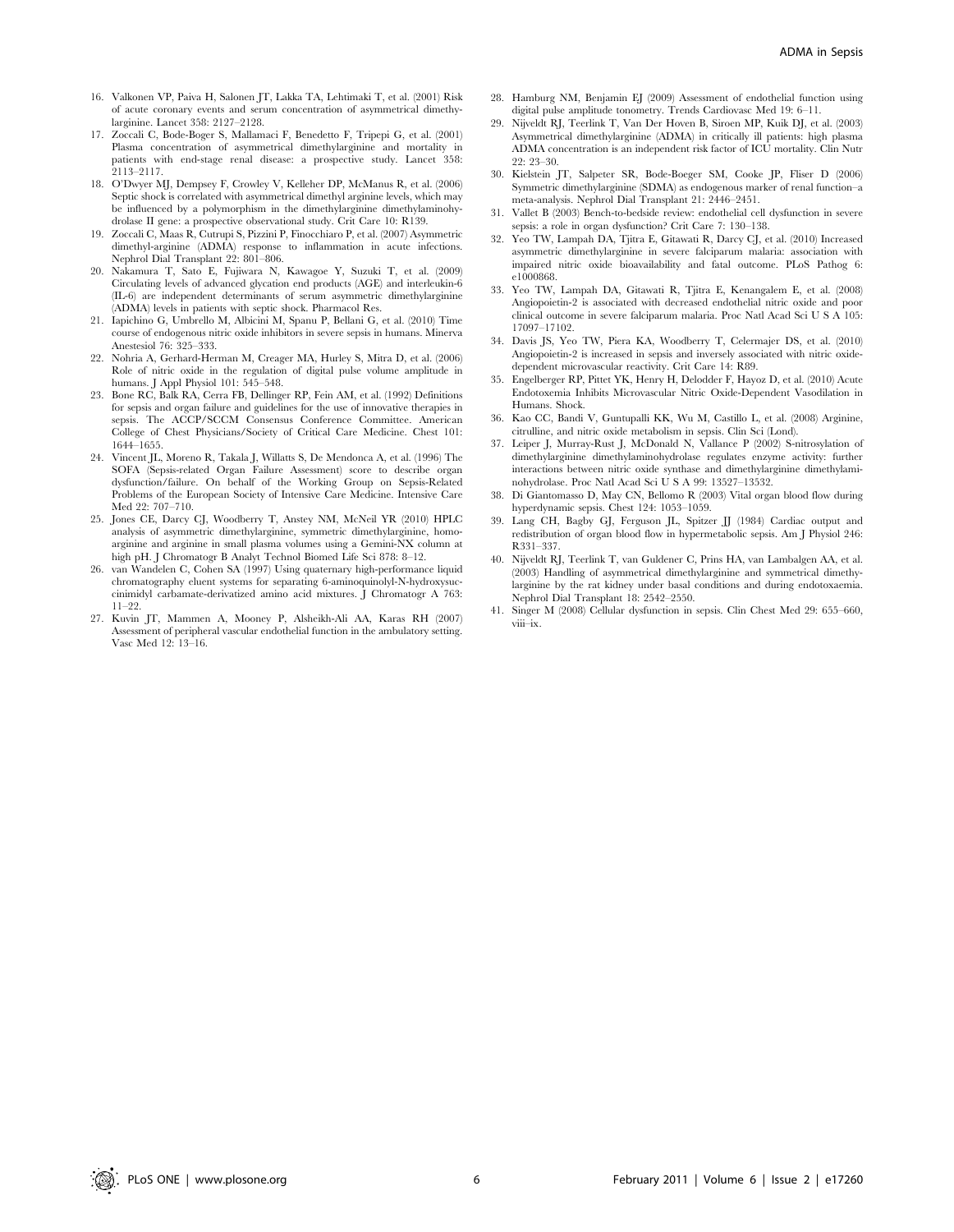16. Valkonen VP, Paiva H, Salonen JT, Lakka TA, Lehtimaki T, et al. (2001) Risk of acute coronary events and serum concentration of asymmetrical dimethylarginine. Lancet 358: 2127–2128.
17. Zoccali C, Bode-Boger S, Mallamaci F, Benedetto F, Tripepi G, et al. (2001) Plasma concentration of asymmetrical dimethylarginine and mortality in patients with end-stage renal disease: a prospective study. Lancet 358: 2113–2117.
18. O'Dwyer MJ, Dempsey F, Crowley V, Kelleher DP, McManus R, et al. (2006) Septic shock is correlated with asymmetrical dimethyl arginine levels, which may be influenced by a polymorphism in the dimethylarginine dimethylaminohydrolase II gene: a prospective observational study. Crit Care 10: R139.
19. Zoccali C, Maas R, Cutrupi S, Pizzini P, Finocchiaro P, et al. (2007) Asymmetric dimethyl-arginine (ADMA) response to inflammation in acute infections. Nephrol Dial Transplant 22: 801–806.
20. Nakamura T, Sato E, Fujiwara N, Kawagoe Y, Suzuki T, et al. (2009) Circulating levels of advanced glycation end products (AGE) and interleukin-6 (IL-6) are independent determinants of serum asymmetric dimethylarginine (ADMA) levels in patients with septic shock. Pharmacol Res.
21. Iapichino G, Umbrello M, Albicini M, Spanu P, Bellani G, et al. (2010) Time course of endogenous nitric oxide inhibitors in severe sepsis in humans. Minerva Anestesiol 76: 325–333.
22. Nohria A, Gerhard-Herman M, Creager MA, Hurley S, Mitra D, et al. (2006) Role of nitric oxide in the regulation of digital pulse volume amplitude in humans. J Appl Physiol 101: 545–548.
23. Bone RC, Balk RA, Cerra FB, Dellinger RP, Fein AM, et al. (1992) Definitions for sepsis and organ failure and guidelines for the use of innovative therapies in sepsis. The ACCP/SCCM Consensus Conference Committee. American College of Chest Physicians/Society of Critical Care Medicine. Chest 101: 1644–1655.
24. Vincent JL, Moreno R, Takala J, Willatts S, De Mendonca A, et al. (1996) The SOFA (Sepsis-related Organ Failure Assessment) score to describe organ dysfunction/failure. On behalf of the Working Group on Sepsis-Related Problems of the European Society of Intensive Care Medicine. Intensive Care Med 22: 707–710.
25. Jones CE, Darcy CJ, Woodberry T, Anstey NM, McNeil YR (2010) HPLC analysis of asymmetric dimethylarginine, symmetric dimethylarginine, homoarginine and arginine in small plasma volumes using a Gemini-NX column at high pH. J Chromatogr B Analyt Technol Biomed Life Sci 878: 8–12.
26. van Wandelen C, Cohen SA (1997) Using quaternary high-performance liquid chromatography eluent systems for separating 6-aminoquinolyl-N-hydroxysuccinimidyl carbamate-derivatized amino acid mixtures. J Chromatogr A 763: 11–22.
27. Kuvin JT, Mammen A, Mooney P, Alsheikh-Ali AA, Karas RH (2007) Assessment of peripheral vascular endothelial function in the ambulatory setting. Vasc Med 12: 13–16.
28. Hamburg NM, Benjamin EJ (2009) Assessment of endothelial function using digital pulse amplitude tonometry. Trends Cardiovasc Med 19: 6–11.
29. Nijveldt RJ, Teerlink T, Van Der Hoven B, Siroen MP, Kuik DJ, et al. (2003) Asymmetrical dimethylarginine (ADMA) in critically ill patients: high plasma ADMA concentration is an independent risk factor of ICU mortality. Clin Nutr 22: 23–30.
30. Kielstein JT, Salpeter SR, Bode-Boeger SM, Cooke JP, Fliser D (2006) Symmetric dimethylarginine (SDMA) as endogenous marker of renal function–a meta-analysis. Nephrol Dial Transplant 21: 2446–2451.
31. Vallet B (2003) Bench-to-bedside review: endothelial cell dysfunction in severe sepsis: a role in organ dysfunction? Crit Care 7: 130–138.
32. Yeo TW, Lampah DA, Tjitra E, Gitawati R, Darcy CJ, et al. (2010) Increased asymmetric dimethylarginine in severe falciparum malaria: association with impaired nitric oxide bioavailability and fatal outcome. PLoS Pathog 6: e1000868.
33. Yeo TW, Lampah DA, Gitawati R, Tjitra E, Kenangalem E, et al. (2008) Angiopoietin-2 is associated with decreased endothelial nitric oxide and poor clinical outcome in severe falciparum malaria. Proc Natl Acad Sci U S A 105: 17097–17102.
34. Davis JS, Yeo TW, Piera KA, Woodberry T, Celermajer DS, et al. (2010) Angiopoietin-2 is increased in sepsis and inversely associated with nitric oxide-dependent microvascular reactivity. Crit Care 14: R89.
35. Engelberger RP, Pittet YK, Henry H, Delodder F, Hayoz D, et al. (2010) Acute Endotoxemia Inhibits Microvascular Nitric Oxide-Dependent Vasodilation in Humans. Shock.
36. Kao CC, Bandi V, Guntupalli KK, Wu M, Castillo L, et al. (2008) Arginine, citrulline, and nitric oxide metabolism in sepsis. Clin Sci (Lond).
37. Leiper J, Murray-Rust J, McDonald N, Vallance P (2002) S-nitrosylation of dimethylarginine dimethylaminohydrolase regulates enzyme activity: further interactions between nitric oxide synthase and dimethylarginine dimethylaminohydrolase. Proc Natl Acad Sci U S A 99: 13527–13532.
38. Di Giantomasso D, May CN, Bellomo R (2003) Vital organ blood flow during hyperdynamic sepsis. Chest 124: 1053–1059.
39. Lang CH, Bagby GJ, Ferguson JL, Spitzer JJ (1984) Cardiac output and redistribution of organ blood flow in hypermetabolic sepsis. Am J Physiol 246: R331–337.
40. Nijveldt RJ, Teerlink T, van Guldener C, Prins HA, van Lambalgen AA, et al. (2003) Handling of asymmetrical dimethylarginine and symmetrical dimethylarginine by the rat kidney under basal conditions and during endotoxaemia. Nephrol Dial Transplant 18: 2542–2550.
41. Singer M (2008) Cellular dysfunction in sepsis. Clin Chest Med 29: 655–660, viii–ix.